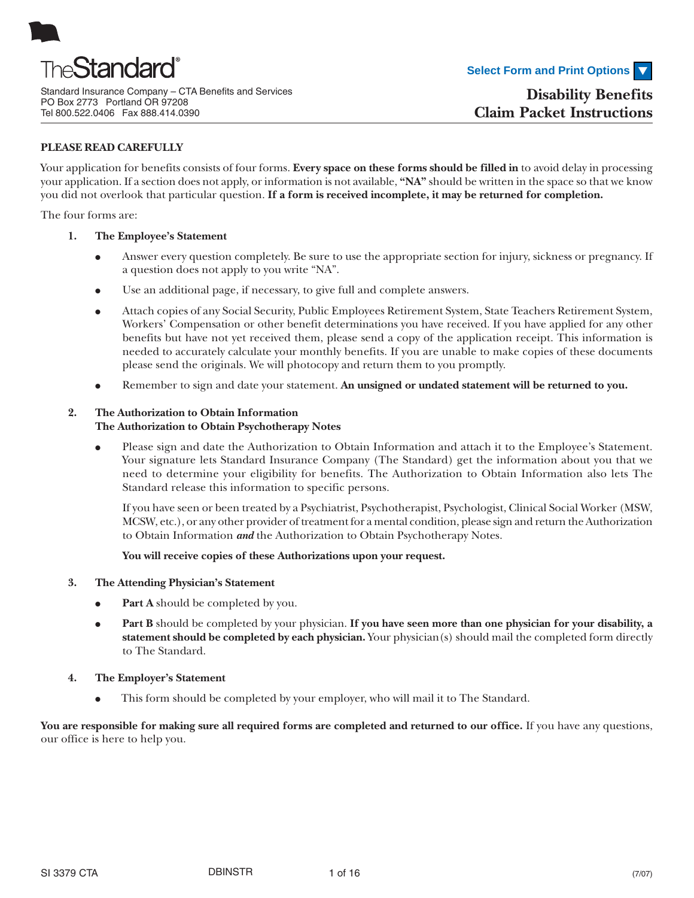TheStandard®

Standard Insurance Company – CTA Benefits and Services
PO Box 2773 Portland OR 97208
Tel 800.522.0406 Fax 888.414.0390

Select Form and Print Options

# Disability Benefits Claim Packet Instructions

**PLEASE READ CAREFULLY**

Your application for benefits consists of four forms. **Every space on these forms should be filled in** to avoid delay in processing your application. If a section does not apply, or information is not available, **"NA"** should be written in the space so that we know you did not overlook that particular question. **If a form is received incomplete, it may be returned for completion.**

The four forms are:

1. **The Employee's Statement**
   - Answer every question completely. Be sure to use the appropriate section for injury, sickness or pregnancy. If a question does not apply to you write "NA".
   - Use an additional page, if necessary, to give full and complete answers.
   - Attach copies of any Social Security, Public Employees Retirement System, State Teachers Retirement System, Workers' Compensation or other benefit determinations you have received. If you have applied for any other benefits but have not yet received them, please send a copy of the application receipt. This information is needed to accurately calculate your monthly benefits. If you are unable to make copies of these documents please send the originals. We will photocopy and return them to you promptly.
   - Remember to sign and date your statement. **An unsigned or undated statement will be returned to you.**

2. **The Authorization to Obtain Information**
   **The Authorization to Obtain Psychotherapy Notes**
   - Please sign and date the Authorization to Obtain Information and attach it to the Employee's Statement. Your signature lets Standard Insurance Company (The Standard) get the information about you that we need to determine your eligibility for benefits. The Authorization to Obtain Information also lets The Standard release this information to specific persons.

     If you have seen or been treated by a Psychiatrist, Psychotherapist, Psychologist, Clinical Social Worker (MSW, MCSW, etc.), or any other provider of treatment for a mental condition, please sign and return the Authorization to Obtain Information ***and*** the Authorization to Obtain Psychotherapy Notes.

     **You will receive copies of these Authorizations upon your request.**

3. **The Attending Physician's Statement**
   - **Part A** should be completed by you.
   - **Part B** should be completed by your physician. **If you have seen more than one physician for your disability, a statement should be completed by each physician.** Your physician(s) should mail the completed form directly to The Standard.

4. **The Employer's Statement**
   - This form should be completed by your employer, who will mail it to The Standard.

**You are responsible for making sure all required forms are completed and returned to our office.** If you have any questions, our office is here to help you.

SI 3379 CTA DBINSTR (7/07)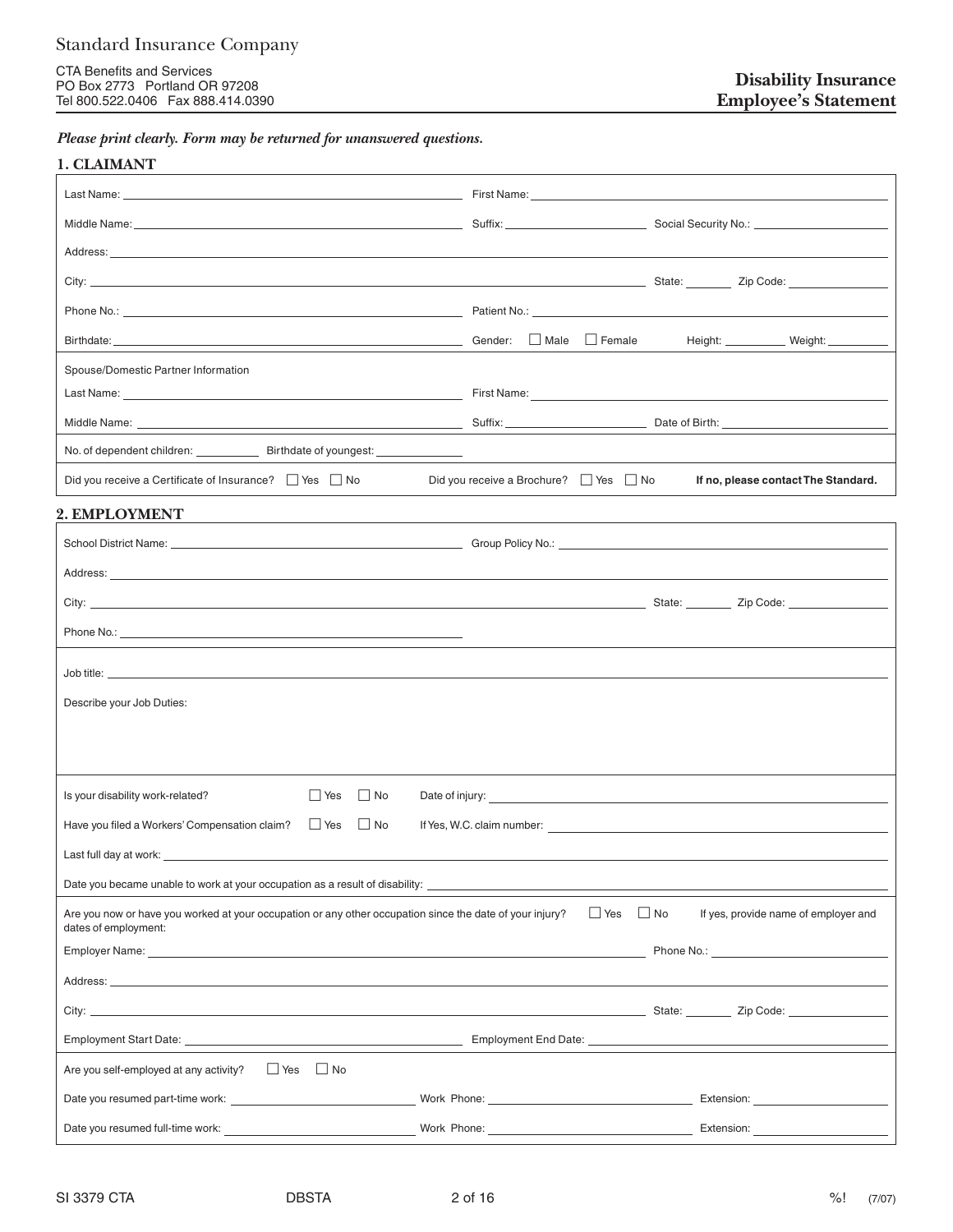Standard Insurance Company

CTA Benefits and Services
PO Box 2773 Portland OR 97208
Tel 800.522.0406 Fax 888.414.0390

# Disability Insurance Employee's Statement

***Please print clearly. Form may be returned for unanswered questions.***

## 1. CLAIMANT

Last Name: ______________________ First Name: ______________________

Middle Name: ______________________ Suffix: ____________ Social Security No.: ____________

Address: ______________________

City: ______________________ State: ______ Zip Code: ____________

Phone No.: ______________________ Patient No.: ______________________

Birthdate: ______________________ Gender: ☐ Male ☐ Female Height: ________ Weight: ________

Spouse/Domestic Partner Information

Last Name: ______________________ First Name: ______________________

Middle Name: ______________________ Suffix: ____________ Date of Birth: ____________

No. of dependent children: ________ Birthdate of youngest: ____________

Did you receive a Certificate of Insurance? ☐ Yes ☐ No Did you receive a Brochure? ☐ Yes ☐ No **If no, please contact The Standard.**

## 2. EMPLOYMENT

School District Name: ______________________ Group Policy No.: ______________________

Address: ______________________

City: ______________________ State: ______ Zip Code: ____________

Phone No.: ______________________

Job title: ______________________

Describe your Job Duties:

Is your disability work-related? ☐ Yes ☐ No Date of injury: ______________________

Have you filed a Workers' Compensation claim? ☐ Yes ☐ No If Yes, W.C. claim number: ______________________

Last full day at work: ______________________

Date you became unable to work at your occupation as a result of disability: ______________________

Are you now or have you worked at your occupation or any other occupation since the date of your injury? ☐ Yes ☐ No If yes, provide name of employer and dates of employment:

Employer Name: ______________________ Phone No.: ____________

Address: ______________________

City: ______________________ State: ______ Zip Code: ____________

Employment Start Date: ______________________ Employment End Date: ______________________

Are you self-employed at any activity? ☐ Yes ☐ No

Date you resumed part-time work: ____________ Work Phone: ____________ Extension: ____________

Date you resumed full-time work: ____________ Work Phone: ____________ Extension: ____________

SI 3379 CTA DBSTA %! (7/07)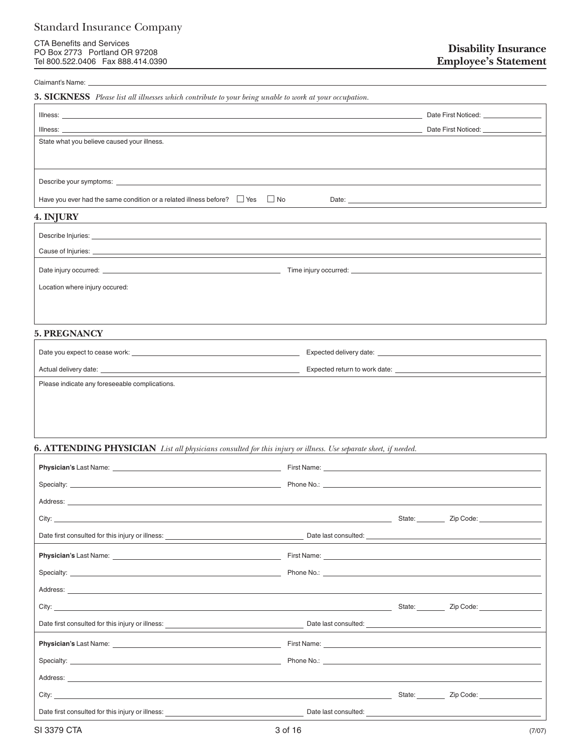Standard Insurance Company

CTA Benefits and Services
PO Box 2773 Portland OR 97208
Tel 800.522.0406 Fax 888.414.0390

# Disability Insurance Employee's Statement

Claimant's Name: ____________________

## 3. SICKNESS *Please list all illnesses which contribute to your being unable to work at your occupation.*

Illness: ____________________ Date First Noticed: ____________

Illness: ____________________ Date First Noticed: ____________

State what you believe caused your illness.

Describe your symptoms: ____________________

Have you ever had the same condition or a related illness before? ☐ Yes ☐ No Date: ____________

## 4. INJURY

Describe Injuries: ____________________

Cause of Injuries: ____________________

Date injury occurred: ____________ Time injury occurred: ____________

Location where injury occured:

## 5. PREGNANCY

Date you expect to cease work: ____________ Expected delivery date: ____________

Actual delivery date: ____________ Expected return to work date: ____________

Please indicate any foreseeable complications.

## 6. ATTENDING PHYSICIAN *List all physicians consulted for this injury or illness. Use separate sheet, if needed.*

**Physician's** Last Name: ____________ First Name: ____________

Specialty: ____________ Phone No.: ____________

Address: ____________________

City: ____________ State: ______ Zip Code: ______

Date first consulted for this injury or illness: ____________ Date last consulted: ____________

**Physician's** Last Name: ____________ First Name: ____________

Specialty: ____________ Phone No.: ____________

Address: ____________________

City: ____________ State: ______ Zip Code: ______

Date first consulted for this injury or illness: ____________ Date last consulted: ____________

**Physician's** Last Name: ____________ First Name: ____________

Specialty: ____________ Phone No.: ____________

Address: ____________________

City: ____________ State: ______ Zip Code: ______

Date first consulted for this injury or illness: ____________ Date last consulted: ____________

SI 3379 CTA (7/07)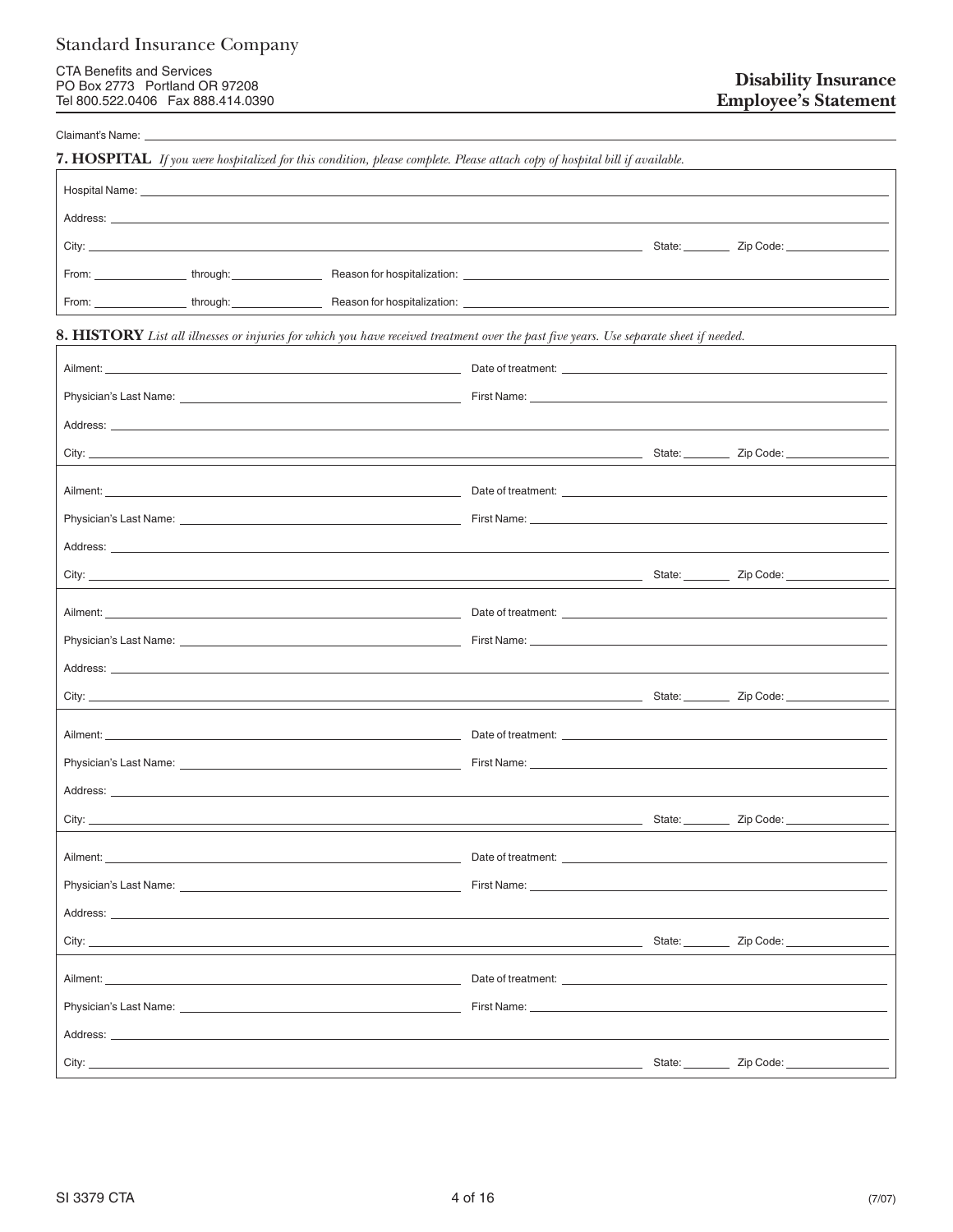Standard Insurance Company

CTA Benefits and Services
PO Box 2773 Portland OR 97208
Tel 800.522.0406 Fax 888.414.0390

**Disability Insurance**
**Employee's Statement**

Claimant's Name: \_\_\_\_\_\_\_\_\_\_\_\_\_\_\_\_\_\_\_\_\_\_\_\_\_\_\_\_\_\_\_\_\_\_\_\_\_\_\_\_

## 7. HOSPITAL

*If you were hospitalized for this condition, please complete. Please attach copy of hospital bill if available.*

Hospital Name: \_\_\_\_\_\_\_\_\_\_\_\_\_\_\_\_\_\_\_\_\_\_\_\_\_\_\_\_\_\_\_\_\_\_\_\_\_\_\_\_

Address: \_\_\_\_\_\_\_\_\_\_\_\_\_\_\_\_\_\_\_\_\_\_\_\_\_\_\_\_\_\_\_\_\_\_\_\_\_\_\_\_

City: \_\_\_\_\_\_\_\_\_\_\_\_\_\_\_\_\_\_\_\_ State: \_\_\_\_\_\_ Zip Code: \_\_\_\_\_\_\_\_

From: \_\_\_\_\_\_\_\_ through: \_\_\_\_\_\_\_\_ Reason for hospitalization: \_\_\_\_\_\_\_\_\_\_\_\_\_\_\_\_\_\_\_\_

From: \_\_\_\_\_\_\_\_ through: \_\_\_\_\_\_\_\_ Reason for hospitalization: \_\_\_\_\_\_\_\_\_\_\_\_\_\_\_\_\_\_\_\_

## 8. HISTORY

*List all illnesses or injuries for which you have received treatment over the past five years. Use separate sheet if needed.*

Ailment: \_\_\_\_\_\_\_\_\_\_\_\_\_\_\_\_\_\_\_\_ Date of treatment: \_\_\_\_\_\_\_\_\_\_\_\_\_\_\_\_\_\_\_\_

Physician's Last Name: \_\_\_\_\_\_\_\_\_\_\_\_\_\_\_\_\_\_\_\_ First Name: \_\_\_\_\_\_\_\_\_\_\_\_\_\_\_\_\_\_\_\_

Address: \_\_\_\_\_\_\_\_\_\_\_\_\_\_\_\_\_\_\_\_\_\_\_\_\_\_\_\_\_\_\_\_\_\_\_\_\_\_\_\_

City: \_\_\_\_\_\_\_\_\_\_\_\_\_\_\_\_\_\_\_\_ State: \_\_\_\_\_\_ Zip Code: \_\_\_\_\_\_\_\_

Ailment: \_\_\_\_\_\_\_\_\_\_\_\_\_\_\_\_\_\_\_\_ Date of treatment: \_\_\_\_\_\_\_\_\_\_\_\_\_\_\_\_\_\_\_\_

Physician's Last Name: \_\_\_\_\_\_\_\_\_\_\_\_\_\_\_\_\_\_\_\_ First Name: \_\_\_\_\_\_\_\_\_\_\_\_\_\_\_\_\_\_\_\_

Address: \_\_\_\_\_\_\_\_\_\_\_\_\_\_\_\_\_\_\_\_\_\_\_\_\_\_\_\_\_\_\_\_\_\_\_\_\_\_\_\_

City: \_\_\_\_\_\_\_\_\_\_\_\_\_\_\_\_\_\_\_\_ State: \_\_\_\_\_\_ Zip Code: \_\_\_\_\_\_\_\_

Ailment: \_\_\_\_\_\_\_\_\_\_\_\_\_\_\_\_\_\_\_\_ Date of treatment: \_\_\_\_\_\_\_\_\_\_\_\_\_\_\_\_\_\_\_\_

Physician's Last Name: \_\_\_\_\_\_\_\_\_\_\_\_\_\_\_\_\_\_\_\_ First Name: \_\_\_\_\_\_\_\_\_\_\_\_\_\_\_\_\_\_\_\_

Address: \_\_\_\_\_\_\_\_\_\_\_\_\_\_\_\_\_\_\_\_\_\_\_\_\_\_\_\_\_\_\_\_\_\_\_\_\_\_\_\_

City: \_\_\_\_\_\_\_\_\_\_\_\_\_\_\_\_\_\_\_\_ State: \_\_\_\_\_\_ Zip Code: \_\_\_\_\_\_\_\_

Ailment: \_\_\_\_\_\_\_\_\_\_\_\_\_\_\_\_\_\_\_\_ Date of treatment: \_\_\_\_\_\_\_\_\_\_\_\_\_\_\_\_\_\_\_\_

Physician's Last Name: \_\_\_\_\_\_\_\_\_\_\_\_\_\_\_\_\_\_\_\_ First Name: \_\_\_\_\_\_\_\_\_\_\_\_\_\_\_\_\_\_\_\_

Address: \_\_\_\_\_\_\_\_\_\_\_\_\_\_\_\_\_\_\_\_\_\_\_\_\_\_\_\_\_\_\_\_\_\_\_\_\_\_\_\_

City: \_\_\_\_\_\_\_\_\_\_\_\_\_\_\_\_\_\_\_\_ State: \_\_\_\_\_\_ Zip Code: \_\_\_\_\_\_\_\_

Ailment: \_\_\_\_\_\_\_\_\_\_\_\_\_\_\_\_\_\_\_\_ Date of treatment: \_\_\_\_\_\_\_\_\_\_\_\_\_\_\_\_\_\_\_\_

Physician's Last Name: \_\_\_\_\_\_\_\_\_\_\_\_\_\_\_\_\_\_\_\_ First Name: \_\_\_\_\_\_\_\_\_\_\_\_\_\_\_\_\_\_\_\_

Address: \_\_\_\_\_\_\_\_\_\_\_\_\_\_\_\_\_\_\_\_\_\_\_\_\_\_\_\_\_\_\_\_\_\_\_\_\_\_\_\_

City: \_\_\_\_\_\_\_\_\_\_\_\_\_\_\_\_\_\_\_\_ State: \_\_\_\_\_\_ Zip Code: \_\_\_\_\_\_\_\_

Ailment: \_\_\_\_\_\_\_\_\_\_\_\_\_\_\_\_\_\_\_\_ Date of treatment: \_\_\_\_\_\_\_\_\_\_\_\_\_\_\_\_\_\_\_\_

Physician's Last Name: \_\_\_\_\_\_\_\_\_\_\_\_\_\_\_\_\_\_\_\_ First Name: \_\_\_\_\_\_\_\_\_\_\_\_\_\_\_\_\_\_\_\_

Address: \_\_\_\_\_\_\_\_\_\_\_\_\_\_\_\_\_\_\_\_\_\_\_\_\_\_\_\_\_\_\_\_\_\_\_\_\_\_\_\_

City: \_\_\_\_\_\_\_\_\_\_\_\_\_\_\_\_\_\_\_\_ State: \_\_\_\_\_\_ Zip Code: \_\_\_\_\_\_\_\_

SI 3379 CTA (7/07)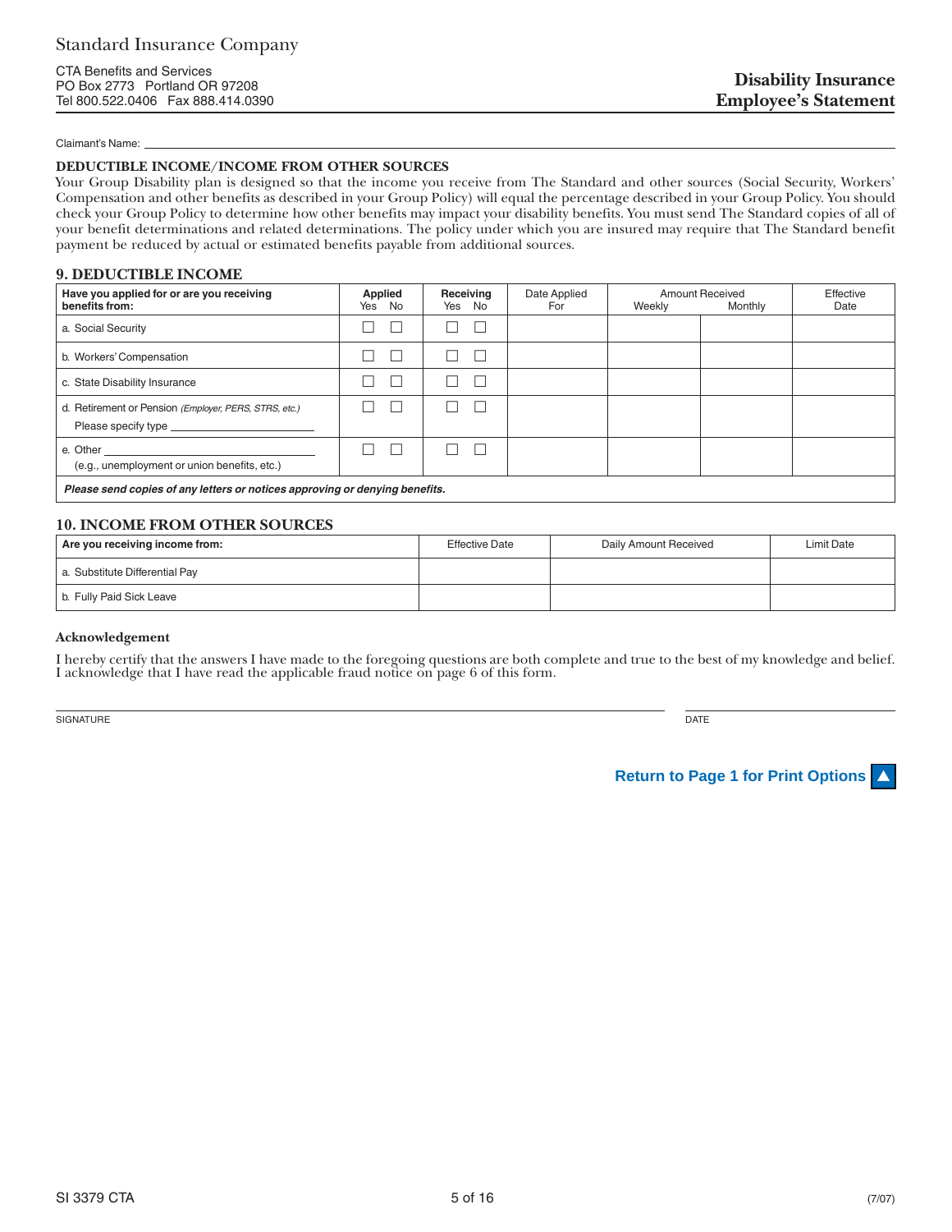Standard Insurance Company

CTA Benefits and Services
PO Box 2773 Portland OR 97208
Tel 800.522.0406 Fax 888.414.0390

## Disability Insurance Employee's Statement

Claimant's Name: ______________________________

### DEDUCTIBLE INCOME/INCOME FROM OTHER SOURCES

Your Group Disability plan is designed so that the income you receive from The Standard and other sources (Social Security, Workers' Compensation and other benefits as described in your Group Policy) will equal the percentage described in your Group Policy. You should check your Group Policy to determine how other benefits may impact your disability benefits. You must send The Standard copies of all of your benefit determinations and related determinations. The policy under which you are insured may require that The Standard benefit payment be reduced by actual or estimated benefits payable from additional sources.

### 9. DEDUCTIBLE INCOME

| Have you applied for or are you receiving benefits from: | Applied Yes | Applied No | Receiving Yes | Receiving No | Date Applied For | Amount Received Weekly | Amount Received Monthly | Effective Date |
|---|---|---|---|---|---|---|---|---|
| a. Social Security | ☐ | ☐ | ☐ | ☐ | | | | |
| b. Workers' Compensation | ☐ | ☐ | ☐ | ☐ | | | | |
| c. State Disability Insurance | ☐ | ☐ | ☐ | ☐ | | | | |
| d. Retirement or Pension *(Employer, PERS, STRS, etc.)* Please specify type ______ | ☐ | ☐ | ☐ | ☐ | | | | |
| e. Other ______ (e.g., unemployment or union benefits, etc.) | ☐ | ☐ | ☐ | ☐ | | | | |

***Please send copies of any letters or notices approving or denying benefits.***

### 10. INCOME FROM OTHER SOURCES

| Are you receiving income from: | Effective Date | Daily Amount Received | Limit Date |
|---|---|---|---|
| a. Substitute Differential Pay | | | |
| b. Fully Paid Sick Leave | | | |

#### Acknowledgement

I hereby certify that the answers I have made to the foregoing questions are both complete and true to the best of my knowledge and belief. I acknowledge that I have read the applicable fraud notice on page 6 of this form.

SIGNATURE ______________________________ DATE ______________

**Return to Page 1 for Print Options**

SI 3379 CTA (7/07)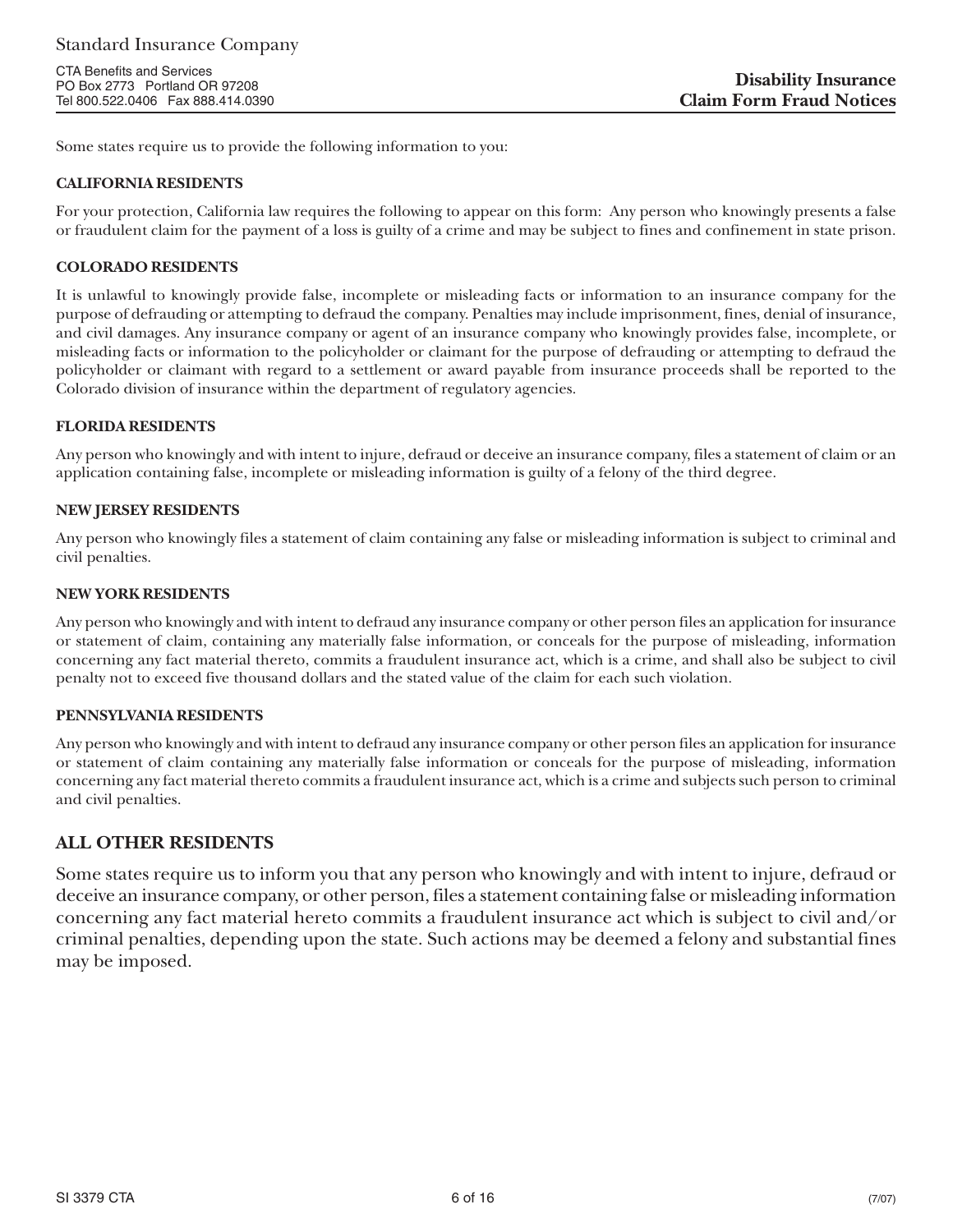Standard Insurance Company

CTA Benefits and Services
PO Box 2773 Portland OR 97208
Tel 800.522.0406 Fax 888.414.0390

# Disability Insurance Claim Form Fraud Notices

Some states require us to provide the following information to you:

### CALIFORNIA RESIDENTS

For your protection, California law requires the following to appear on this form: Any person who knowingly presents a false or fraudulent claim for the payment of a loss is guilty of a crime and may be subject to fines and confinement in state prison.

### COLORADO RESIDENTS

It is unlawful to knowingly provide false, incomplete or misleading facts or information to an insurance company for the purpose of defrauding or attempting to defraud the company. Penalties may include imprisonment, fines, denial of insurance, and civil damages. Any insurance company or agent of an insurance company who knowingly provides false, incomplete, or misleading facts or information to the policyholder or claimant for the purpose of defrauding or attempting to defraud the policyholder or claimant with regard to a settlement or award payable from insurance proceeds shall be reported to the Colorado division of insurance within the department of regulatory agencies.

### FLORIDA RESIDENTS

Any person who knowingly and with intent to injure, defraud or deceive an insurance company, files a statement of claim or an application containing false, incomplete or misleading information is guilty of a felony of the third degree.

### NEW JERSEY RESIDENTS

Any person who knowingly files a statement of claim containing any false or misleading information is subject to criminal and civil penalties.

### NEW YORK RESIDENTS

Any person who knowingly and with intent to defraud any insurance company or other person files an application for insurance or statement of claim, containing any materially false information, or conceals for the purpose of misleading, information concerning any fact material thereto, commits a fraudulent insurance act, which is a crime, and shall also be subject to civil penalty not to exceed five thousand dollars and the stated value of the claim for each such violation.

### PENNSYLVANIA RESIDENTS

Any person who knowingly and with intent to defraud any insurance company or other person files an application for insurance or statement of claim containing any materially false information or conceals for the purpose of misleading, information concerning any fact material thereto commits a fraudulent insurance act, which is a crime and subjects such person to criminal and civil penalties.

## ALL OTHER RESIDENTS

Some states require us to inform you that any person who knowingly and with intent to injure, defraud or deceive an insurance company, or other person, files a statement containing false or misleading information concerning any fact material hereto commits a fraudulent insurance act which is subject to civil and/or criminal penalties, depending upon the state. Such actions may be deemed a felony and substantial fines may be imposed.

SI 3379 CTA (7/07)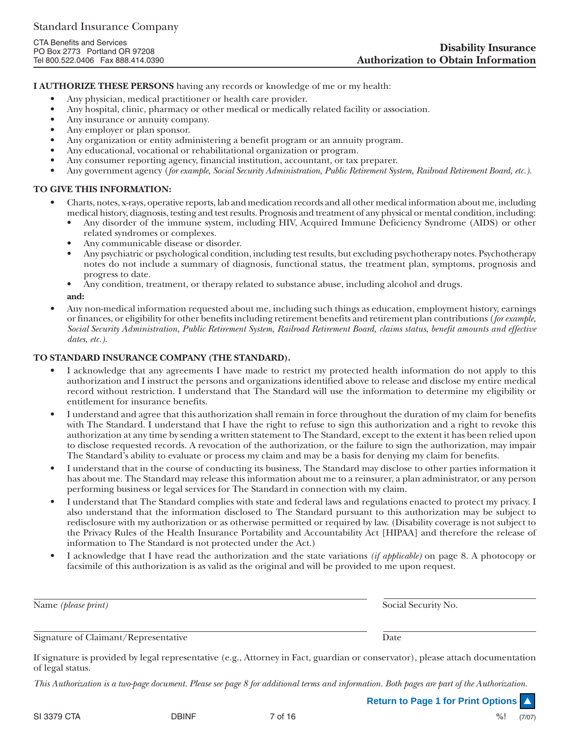Standard Insurance Company

CTA Benefits and Services
PO Box 2773 Portland OR 97208
Tel 800.522.0406 Fax 888.414.0390

# Disability Insurance Authorization to Obtain Information

**I AUTHORIZE THESE PERSONS** having any records or knowledge of me or my health:

- Any physician, medical practitioner or health care provider.
- Any hospital, clinic, pharmacy or other medical or medically related facility or association.
- Any insurance or annuity company.
- Any employer or plan sponsor.
- Any organization or entity administering a benefit program or an annuity program.
- Any educational, vocational or rehabilitational organization or program.
- Any consumer reporting agency, financial institution, accountant, or tax preparer.
- Any government agency (*for example, Social Security Administration, Public Retirement System, Railroad Retirement Board, etc.*).

**TO GIVE THIS INFORMATION:**

- Charts, notes, x-rays, operative reports, lab and medication records and all other medical information about me, including medical history, diagnosis, testing and test results. Prognosis and treatment of any physical or mental condition, including:
  - Any disorder of the immune system, including HIV, Acquired Immune Deficiency Syndrome (AIDS) or other related syndromes or complexes.
  - Any communicable disease or disorder.
  - Any psychiatric or psychological condition, including test results, but excluding psychotherapy notes. Psychotherapy notes do not include a summary of diagnosis, functional status, the treatment plan, symptoms, prognosis and progress to date.
  - Any condition, treatment, or therapy related to substance abuse, including alcohol and drugs.

  **and:**
- Any non-medical information requested about me, including such things as education, employment history, earnings or finances, or eligibility for other benefits including retirement benefits and retirement plan contributions (*for example, Social Security Administration, Public Retirement System, Railroad Retirement Board, claims status, benefit amounts and effective dates, etc.*).

**TO STANDARD INSURANCE COMPANY (THE STANDARD).**

- I acknowledge that any agreements I have made to restrict my protected health information do not apply to this authorization and I instruct the persons and organizations identified above to release and disclose my entire medical record without restriction. I understand that The Standard will use the information to determine my eligibility or entitlement for insurance benefits.
- I understand and agree that this authorization shall remain in force throughout the duration of my claim for benefits with The Standard. I understand that I have the right to refuse to sign this authorization and a right to revoke this authorization at any time by sending a written statement to The Standard, except to the extent it has been relied upon to disclose requested records. A revocation of the authorization, or the failure to sign the authorization, may impair The Standard's ability to evaluate or process my claim and may be a basis for denying my claim for benefits.
- I understand that in the course of conducting its business, The Standard may disclose to other parties information it has about me. The Standard may release this information about me to a reinsurer, a plan administrator, or any person performing business or legal services for The Standard in connection with my claim.
- I understand that The Standard complies with state and federal laws and regulations enacted to protect my privacy. I also understand that the information disclosed to The Standard pursuant to this authorization may be subject to redisclosure with my authorization or as otherwise permitted or required by law. (Disability coverage is not subject to the Privacy Rules of the Health Insurance Portability and Accountability Act [HIPAA] and therefore the release of information to The Standard is not protected under the Act.)
- I acknowledge that I have read the authorization and the state variations *(if applicable)* on page 8. A photocopy or facsimile of this authorization is as valid as the original and will be provided to me upon request.

Name *(please print)* ______________________ Social Security No. ______________________

Signature of Claimant/Representative ______________________ Date ______________________

If signature is provided by legal representative (e.g., Attorney in Fact, guardian or conservator), please attach documentation of legal status.

*This Authorization is a two-page document. Please see page 8 for additional terms and information. Both pages are part of the Authorization.*

Return to Page 1 for Print Options

SI 3379 CTA DBINF (7/07)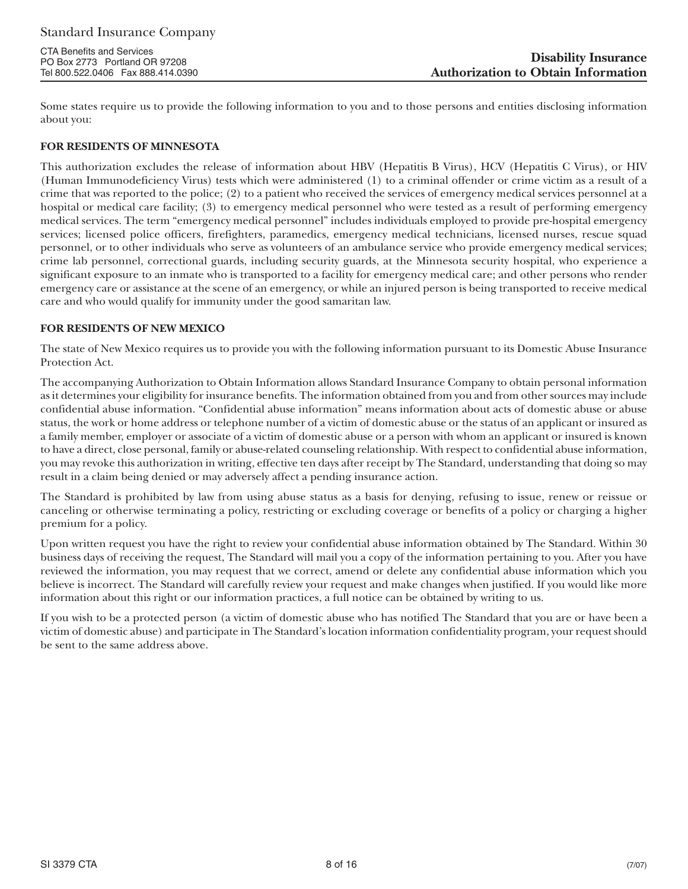Standard Insurance Company

CTA Benefits and Services
PO Box 2773 Portland OR 97208
Tel 800.522.0406 Fax 888.414.0390

# Disability Insurance Authorization to Obtain Information

Some states require us to provide the following information to you and to those persons and entities disclosing information about you:

**FOR RESIDENTS OF MINNESOTA**

This authorization excludes the release of information about HBV (Hepatitis B Virus), HCV (Hepatitis C Virus), or HIV (Human Immunodeficiency Virus) tests which were administered (1) to a criminal offender or crime victim as a result of a crime that was reported to the police; (2) to a patient who received the services of emergency medical services personnel at a hospital or medical care facility; (3) to emergency medical personnel who were tested as a result of performing emergency medical services. The term "emergency medical personnel" includes individuals employed to provide pre-hospital emergency services; licensed police officers, firefighters, paramedics, emergency medical technicians, licensed nurses, rescue squad personnel, or to other individuals who serve as volunteers of an ambulance service who provide emergency medical services; crime lab personnel, correctional guards, including security guards, at the Minnesota security hospital, who experience a significant exposure to an inmate who is transported to a facility for emergency medical care; and other persons who render emergency care or assistance at the scene of an emergency, or while an injured person is being transported to receive medical care and who would qualify for immunity under the good samaritan law.

**FOR RESIDENTS OF NEW MEXICO**

The state of New Mexico requires us to provide you with the following information pursuant to its Domestic Abuse Insurance Protection Act.

The accompanying Authorization to Obtain Information allows Standard Insurance Company to obtain personal information as it determines your eligibility for insurance benefits. The information obtained from you and from other sources may include confidential abuse information. "Confidential abuse information" means information about acts of domestic abuse or abuse status, the work or home address or telephone number of a victim of domestic abuse or the status of an applicant or insured as a family member, employer or associate of a victim of domestic abuse or a person with whom an applicant or insured is known to have a direct, close personal, family or abuse-related counseling relationship. With respect to confidential abuse information, you may revoke this authorization in writing, effective ten days after receipt by The Standard, understanding that doing so may result in a claim being denied or may adversely affect a pending insurance action.

The Standard is prohibited by law from using abuse status as a basis for denying, refusing to issue, renew or reissue or canceling or otherwise terminating a policy, restricting or excluding coverage or benefits of a policy or charging a higher premium for a policy.

Upon written request you have the right to review your confidential abuse information obtained by The Standard. Within 30 business days of receiving the request, The Standard will mail you a copy of the information pertaining to you. After you have reviewed the information, you may request that we correct, amend or delete any confidential abuse information which you believe is incorrect. The Standard will carefully review your request and make changes when justified. If you would like more information about this right or our information practices, a full notice can be obtained by writing to us.

If you wish to be a protected person (a victim of domestic abuse who has notified The Standard that you are or have been a victim of domestic abuse) and participate in The Standard's location information confidentiality program, your request should be sent to the same address above.

SI 3379 CTA (7/07)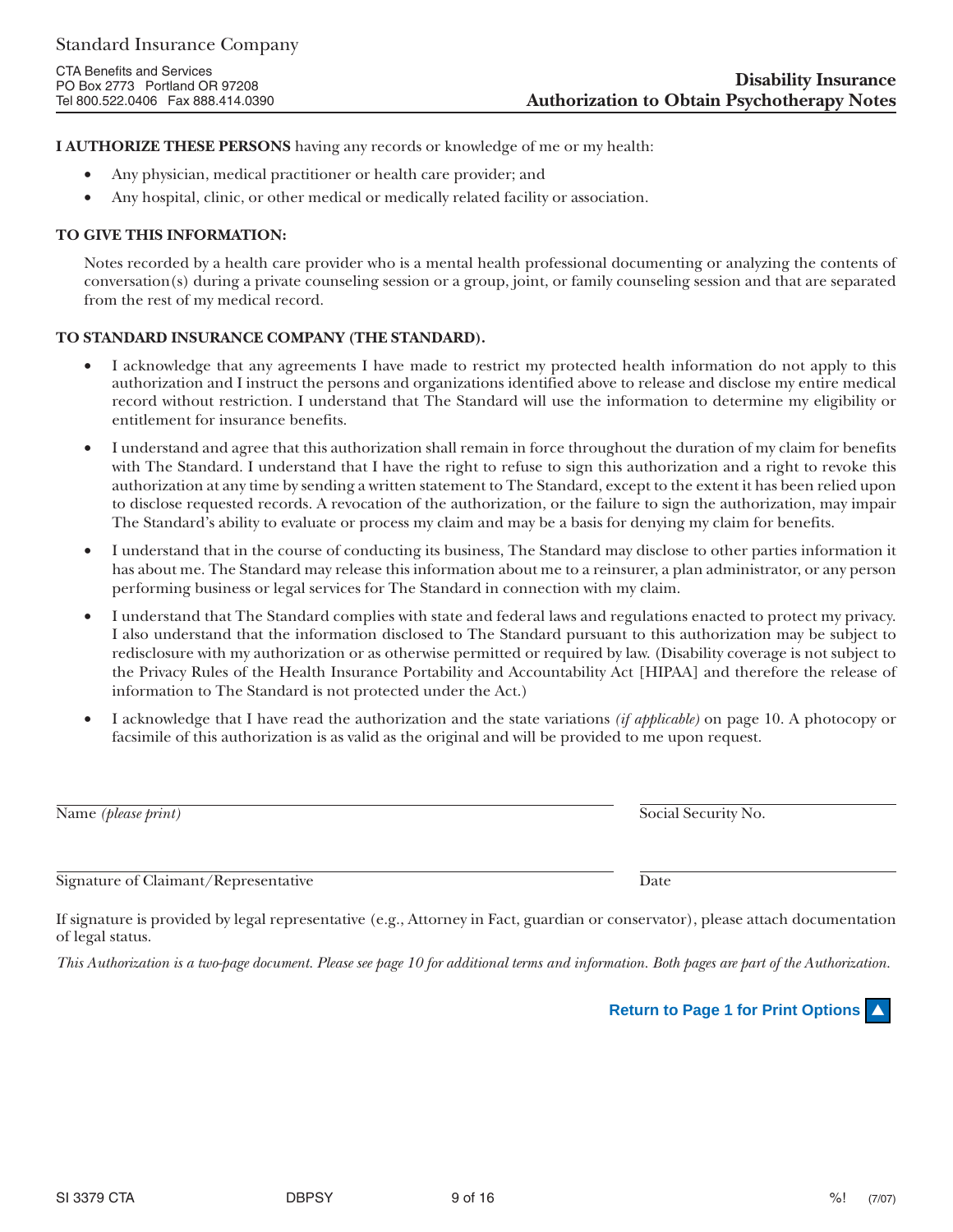Standard Insurance Company

CTA Benefits and Services
PO Box 2773 Portland OR 97208
Tel 800.522.0406 Fax 888.414.0390

# Disability Insurance
# Authorization to Obtain Psychotherapy Notes

**I AUTHORIZE THESE PERSONS** having any records or knowledge of me or my health:

- Any physician, medical practitioner or health care provider; and
- Any hospital, clinic, or other medical or medically related facility or association.

**TO GIVE THIS INFORMATION:**

Notes recorded by a health care provider who is a mental health professional documenting or analyzing the contents of conversation(s) during a private counseling session or a group, joint, or family counseling session and that are separated from the rest of my medical record.

**TO STANDARD INSURANCE COMPANY (THE STANDARD).**

- I acknowledge that any agreements I have made to restrict my protected health information do not apply to this authorization and I instruct the persons and organizations identified above to release and disclose my entire medical record without restriction. I understand that The Standard will use the information to determine my eligibility or entitlement for insurance benefits.
- I understand and agree that this authorization shall remain in force throughout the duration of my claim for benefits with The Standard. I understand that I have the right to refuse to sign this authorization and a right to revoke this authorization at any time by sending a written statement to The Standard, except to the extent it has been relied upon to disclose requested records. A revocation of the authorization, or the failure to sign the authorization, may impair The Standard's ability to evaluate or process my claim and may be a basis for denying my claim for benefits.
- I understand that in the course of conducting its business, The Standard may disclose to other parties information it has about me. The Standard may release this information about me to a reinsurer, a plan administrator, or any person performing business or legal services for The Standard in connection with my claim.
- I understand that The Standard complies with state and federal laws and regulations enacted to protect my privacy. I also understand that the information disclosed to The Standard pursuant to this authorization may be subject to redisclosure with my authorization or as otherwise permitted or required by law. (Disability coverage is not subject to the Privacy Rules of the Health Insurance Portability and Accountability Act [HIPAA] and therefore the release of information to The Standard is not protected under the Act.)
- I acknowledge that I have read the authorization and the state variations *(if applicable)* on page 10. A photocopy or facsimile of this authorization is as valid as the original and will be provided to me upon request.

Name *(please print)* ____________________ Social Security No. ____________________

Signature of Claimant/Representative ____________________ Date ____________________

If signature is provided by legal representative (e.g., Attorney in Fact, guardian or conservator), please attach documentation of legal status.

*This Authorization is a two-page document. Please see page 10 for additional terms and information. Both pages are part of the Authorization.*

**Return to Page 1 for Print Options**

SI 3379 CTA DBPSY %! (7/07)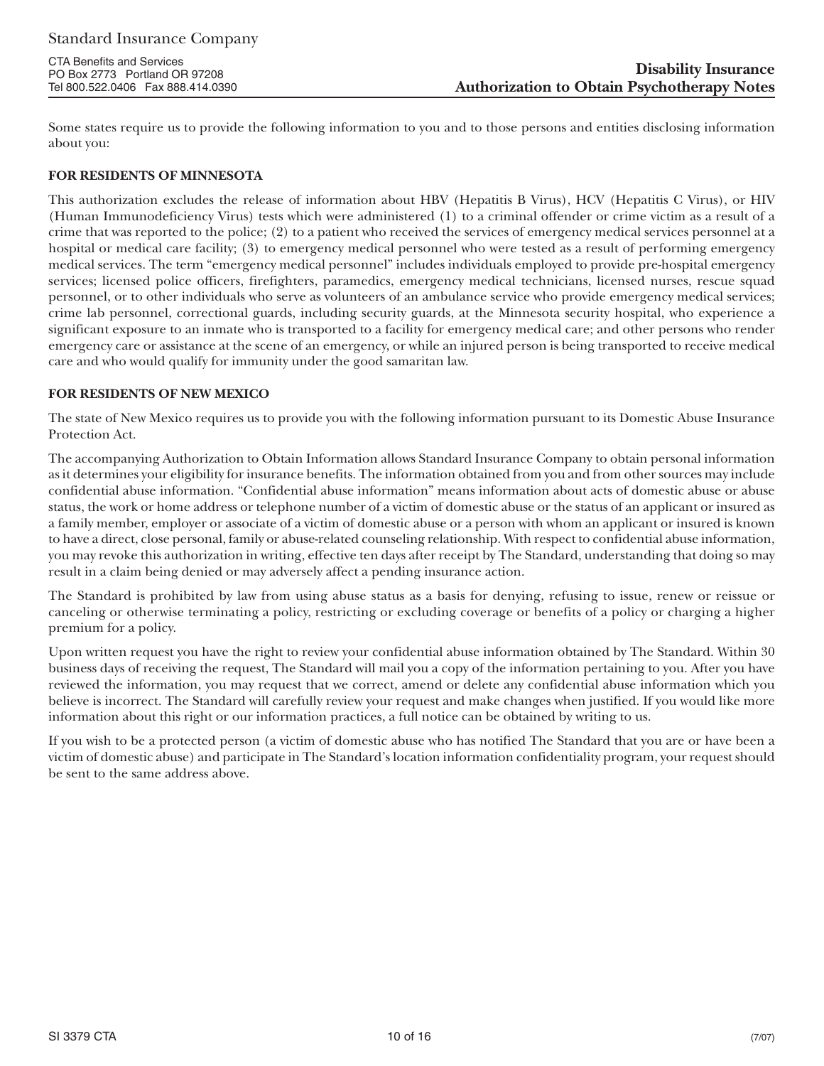Standard Insurance Company

CTA Benefits and Services
PO Box 2773 Portland OR 97208
Tel 800.522.0406 Fax 888.414.0390

**Disability Insurance**
**Authorization to Obtain Psychotherapy Notes**

Some states require us to provide the following information to you and to those persons and entities disclosing information about you:

**FOR RESIDENTS OF MINNESOTA**

This authorization excludes the release of information about HBV (Hepatitis B Virus), HCV (Hepatitis C Virus), or HIV (Human Immunodeficiency Virus) tests which were administered (1) to a criminal offender or crime victim as a result of a crime that was reported to the police; (2) to a patient who received the services of emergency medical services personnel at a hospital or medical care facility; (3) to emergency medical personnel who were tested as a result of performing emergency medical services. The term "emergency medical personnel" includes individuals employed to provide pre-hospital emergency services; licensed police officers, firefighters, paramedics, emergency medical technicians, licensed nurses, rescue squad personnel, or to other individuals who serve as volunteers of an ambulance service who provide emergency medical services; crime lab personnel, correctional guards, including security guards, at the Minnesota security hospital, who experience a significant exposure to an inmate who is transported to a facility for emergency medical care; and other persons who render emergency care or assistance at the scene of an emergency, or while an injured person is being transported to receive medical care and who would qualify for immunity under the good samaritan law.

**FOR RESIDENTS OF NEW MEXICO**

The state of New Mexico requires us to provide you with the following information pursuant to its Domestic Abuse Insurance Protection Act.

The accompanying Authorization to Obtain Information allows Standard Insurance Company to obtain personal information as it determines your eligibility for insurance benefits. The information obtained from you and from other sources may include confidential abuse information. "Confidential abuse information" means information about acts of domestic abuse or abuse status, the work or home address or telephone number of a victim of domestic abuse or the status of an applicant or insured as a family member, employer or associate of a victim of domestic abuse or a person with whom an applicant or insured is known to have a direct, close personal, family or abuse-related counseling relationship. With respect to confidential abuse information, you may revoke this authorization in writing, effective ten days after receipt by The Standard, understanding that doing so may result in a claim being denied or may adversely affect a pending insurance action.

The Standard is prohibited by law from using abuse status as a basis for denying, refusing to issue, renew or reissue or canceling or otherwise terminating a policy, restricting or excluding coverage or benefits of a policy or charging a higher premium for a policy.

Upon written request you have the right to review your confidential abuse information obtained by The Standard. Within 30 business days of receiving the request, The Standard will mail you a copy of the information pertaining to you. After you have reviewed the information, you may request that we correct, amend or delete any confidential abuse information which you believe is incorrect. The Standard will carefully review your request and make changes when justified. If you would like more information about this right or our information practices, a full notice can be obtained by writing to us.

If you wish to be a protected person (a victim of domestic abuse who has notified The Standard that you are or have been a victim of domestic abuse) and participate in The Standard's location information confidentiality program, your request should be sent to the same address above.

SI 3379 CTA (7/07)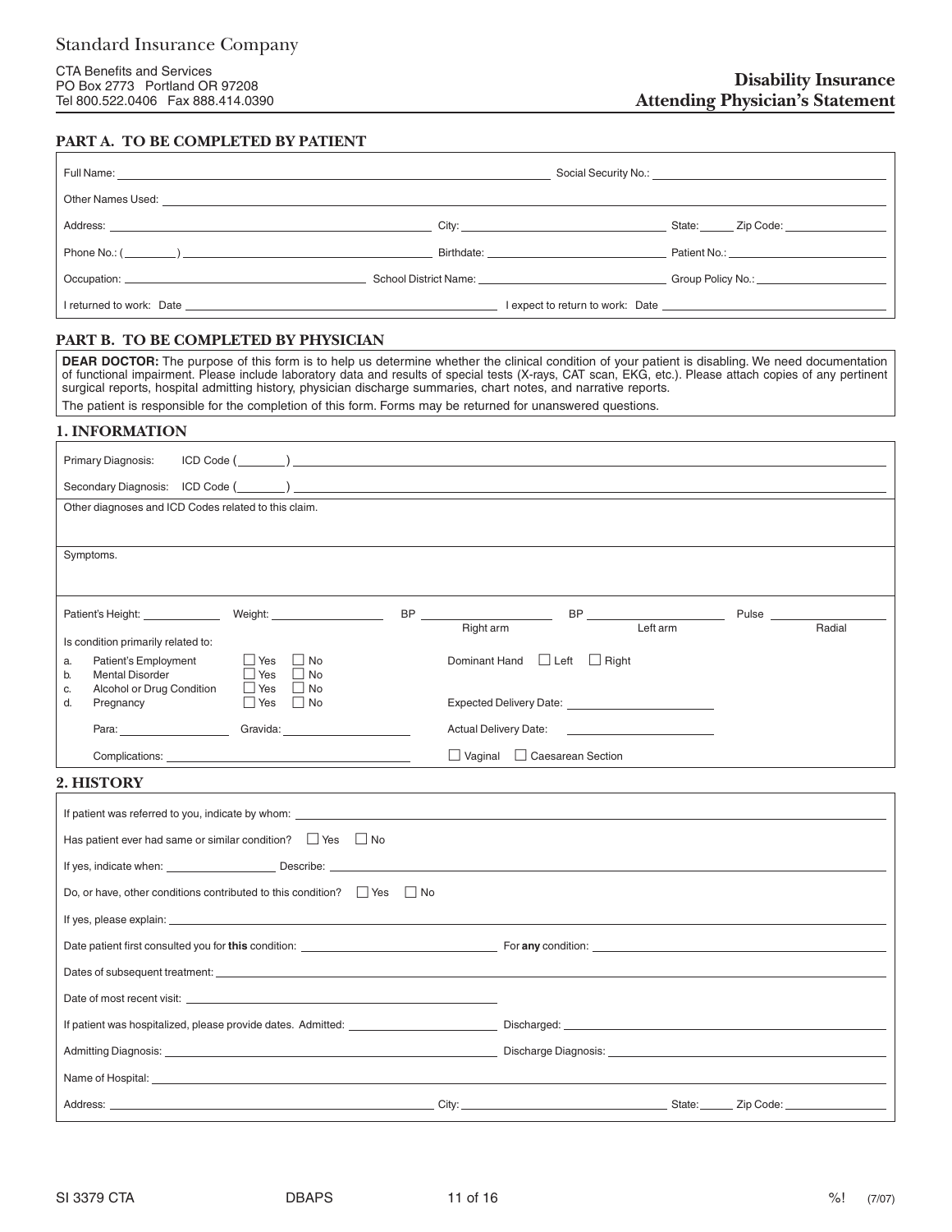Standard Insurance Company

CTA Benefits and Services
PO Box 2773 Portland OR 97208
Tel 800.522.0406 Fax 888.414.0390

# Disability Insurance Attending Physician's Statement

## PART A. TO BE COMPLETED BY PATIENT

Full Name: ______________________ Social Security No.: ______________________

Other Names Used: ______________________

Address: ______________________ City: ______________________ State: ______ Zip Code: ______________________

Phone No.: (________) ______________________ Birthdate: ______________________ Patient No.: ______________________

Occupation: ______________________ School District Name: ______________________ Group Policy No.: ______________________

I returned to work: Date ______________________ I expect to return to work: Date ______________________

## PART B. TO BE COMPLETED BY PHYSICIAN

**DEAR DOCTOR:** The purpose of this form is to help us determine whether the clinical condition of your patient is disabling. We need documentation of functional impairment. Please include laboratory data and results of special tests (X-rays, CAT scan, EKG, etc.). Please attach copies of any pertinent surgical reports, hospital admitting history, physician discharge summaries, chart notes, and narrative reports.

The patient is responsible for the completion of this form. Forms may be returned for unanswered questions.

### 1. INFORMATION

Primary Diagnosis: ICD Code (________) ______________________

Secondary Diagnosis: ICD Code (________) ______________________

Other diagnoses and ICD Codes related to this claim.

Symptoms.

Patient's Height: __________ Weight: __________ BP __________ (Right arm) BP __________ (Left arm) Pulse __________ (Radial)

Is condition primarily related to:

a. Patient's Employment ☐ Yes ☐ No
b. Mental Disorder ☐ Yes ☐ No
c. Alcohol or Drug Condition ☐ Yes ☐ No
d. Pregnancy ☐ Yes ☐ No

Para: __________ Gravida: __________

Complications: ______________________

Dominant Hand ☐ Left ☐ Right

Expected Delivery Date: ______________________

Actual Delivery Date: ______________________

☐ Vaginal ☐ Caesarean Section

### 2. HISTORY

If patient was referred to you, indicate by whom: ______________________

Has patient ever had same or similar condition? ☐ Yes ☐ No

If yes, indicate when: __________ Describe: ______________________

Do, or have, other conditions contributed to this condition? ☐ Yes ☐ No

If yes, please explain: ______________________

Date patient first consulted you for **this** condition: ______________________ For **any** condition: ______________________

Dates of subsequent treatment: ______________________

Date of most recent visit: ______________________

If patient was hospitalized, please provide dates. Admitted: ______________________ Discharged: ______________________

Admitting Diagnosis: ______________________ Discharge Diagnosis: ______________________

Name of Hospital: ______________________

Address: ______________________ City: ______________________ State: ______ Zip Code: ______________________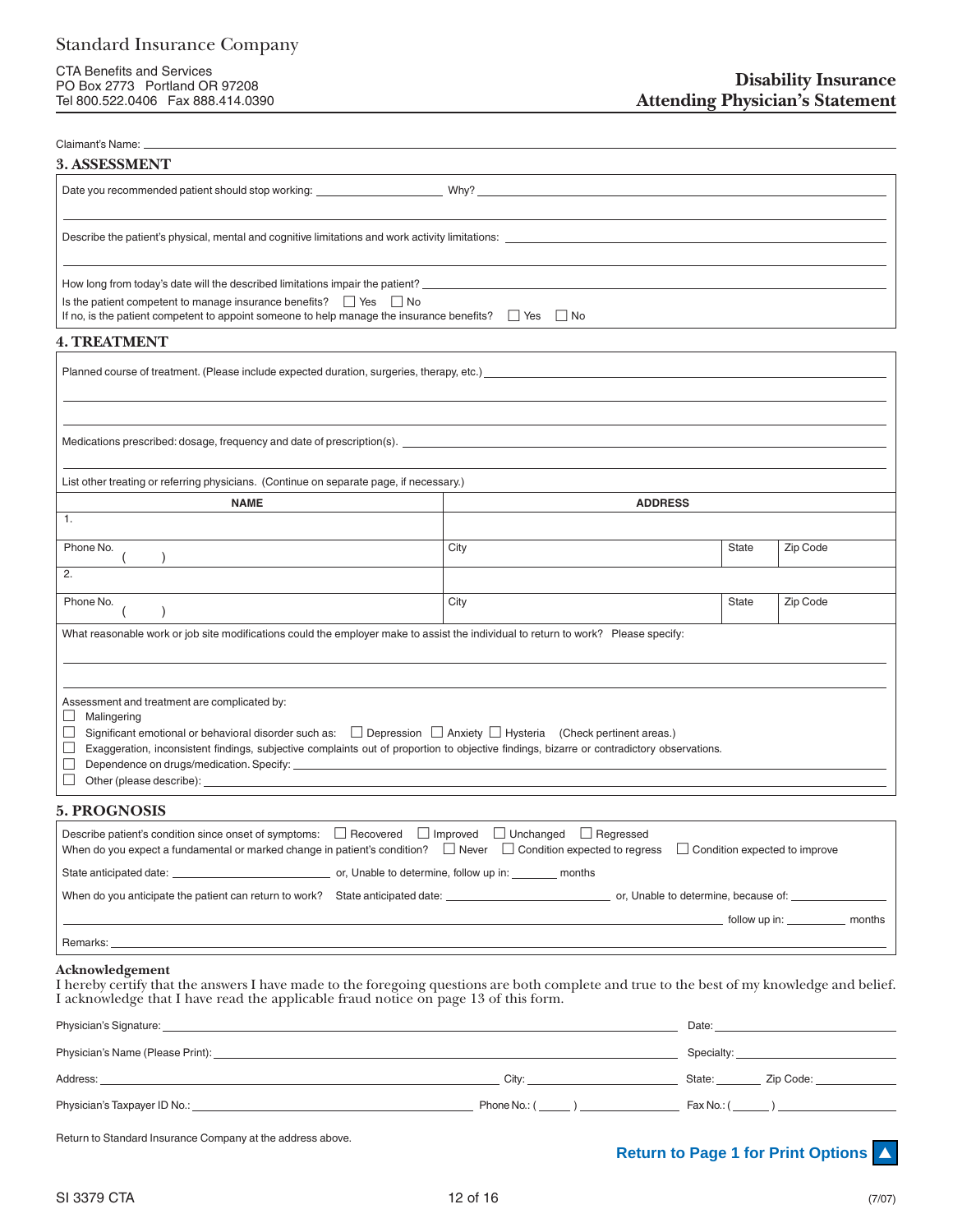Standard Insurance Company

CTA Benefits and Services
PO Box 2773 Portland OR 97208
Tel 800.522.0406 Fax 888.414.0390

**Disability Insurance**
**Attending Physician's Statement**

Claimant's Name: \_\_\_\_\_\_\_\_\_\_\_\_\_\_\_\_\_\_\_\_

## 3. ASSESSMENT

Date you recommended patient should stop working: \_\_\_\_\_\_\_\_\_\_ Why? \_\_\_\_\_\_\_\_\_\_

Describe the patient's physical, mental and cognitive limitations and work activity limitations: \_\_\_\_\_\_\_\_\_\_

How long from today's date will the described limitations impair the patient? \_\_\_\_\_\_\_\_\_\_

Is the patient competent to manage insurance benefits? ☐ Yes ☐ No

If no, is the patient competent to appoint someone to help manage the insurance benefits? ☐ Yes ☐ No

## 4. TREATMENT

Planned course of treatment. (Please include expected duration, surgeries, therapy, etc.) \_\_\_\_\_\_\_\_\_\_

Medications prescribed: dosage, frequency and date of prescription(s). \_\_\_\_\_\_\_\_\_\_

List other treating or referring physicians. (Continue on separate page, if necessary.)

| NAME | ADDRESS | | |
|---|---|---|---|
| 1. | | | |
| Phone No. ( ) | City | State | Zip Code |
| 2. | | | |
| Phone No. ( ) | City | State | Zip Code |

What reasonable work or job site modifications could the employer make to assist the individual to return to work? Please specify:

Assessment and treatment are complicated by:

- ☐ Malingering
- ☐ Significant emotional or behavioral disorder such as: ☐ Depression ☐ Anxiety ☐ Hysteria (Check pertinent areas.)
- ☐ Exaggeration, inconsistent findings, subjective complaints out of proportion to objective findings, bizarre or contradictory observations.
- ☐ Dependence on drugs/medication. Specify: \_\_\_\_\_\_\_\_\_\_
- ☐ Other (please describe): \_\_\_\_\_\_\_\_\_\_

## 5. PROGNOSIS

Describe patient's condition since onset of symptoms: ☐ Recovered ☐ Improved ☐ Unchanged ☐ Regressed

When do you expect a fundamental or marked change in patient's condition? ☐ Never ☐ Condition expected to regress ☐ Condition expected to improve

State anticipated date: \_\_\_\_\_\_\_\_\_\_ or, Unable to determine, follow up in: \_\_\_\_\_ months

When do you anticipate the patient can return to work? State anticipated date: \_\_\_\_\_\_\_\_\_\_ or, Unable to determine, because of: \_\_\_\_\_\_\_\_\_\_

\_\_\_\_\_\_\_\_\_\_ follow up in: \_\_\_\_\_ months

Remarks: \_\_\_\_\_\_\_\_\_\_

### Acknowledgement

I hereby certify that the answers I have made to the foregoing questions are both complete and true to the best of my knowledge and belief. I acknowledge that I have read the applicable fraud notice on page 13 of this form.

Physician's Signature: \_\_\_\_\_\_\_\_\_\_ Date: \_\_\_\_\_\_\_\_\_\_

Physician's Name (Please Print): \_\_\_\_\_\_\_\_\_\_ Specialty: \_\_\_\_\_\_\_\_\_\_

Address: \_\_\_\_\_\_\_\_\_\_ City: \_\_\_\_\_\_\_\_\_\_ State: \_\_\_\_\_ Zip Code: \_\_\_\_\_\_\_\_\_\_

Physician's Taxpayer ID No.: \_\_\_\_\_\_\_\_\_\_ Phone No.: ( ) \_\_\_\_\_\_\_\_\_\_ Fax No.: ( ) \_\_\_\_\_\_\_\_\_\_

Return to Standard Insurance Company at the address above.

**Return to Page 1 for Print Options**

SI 3379 CTA (7/07)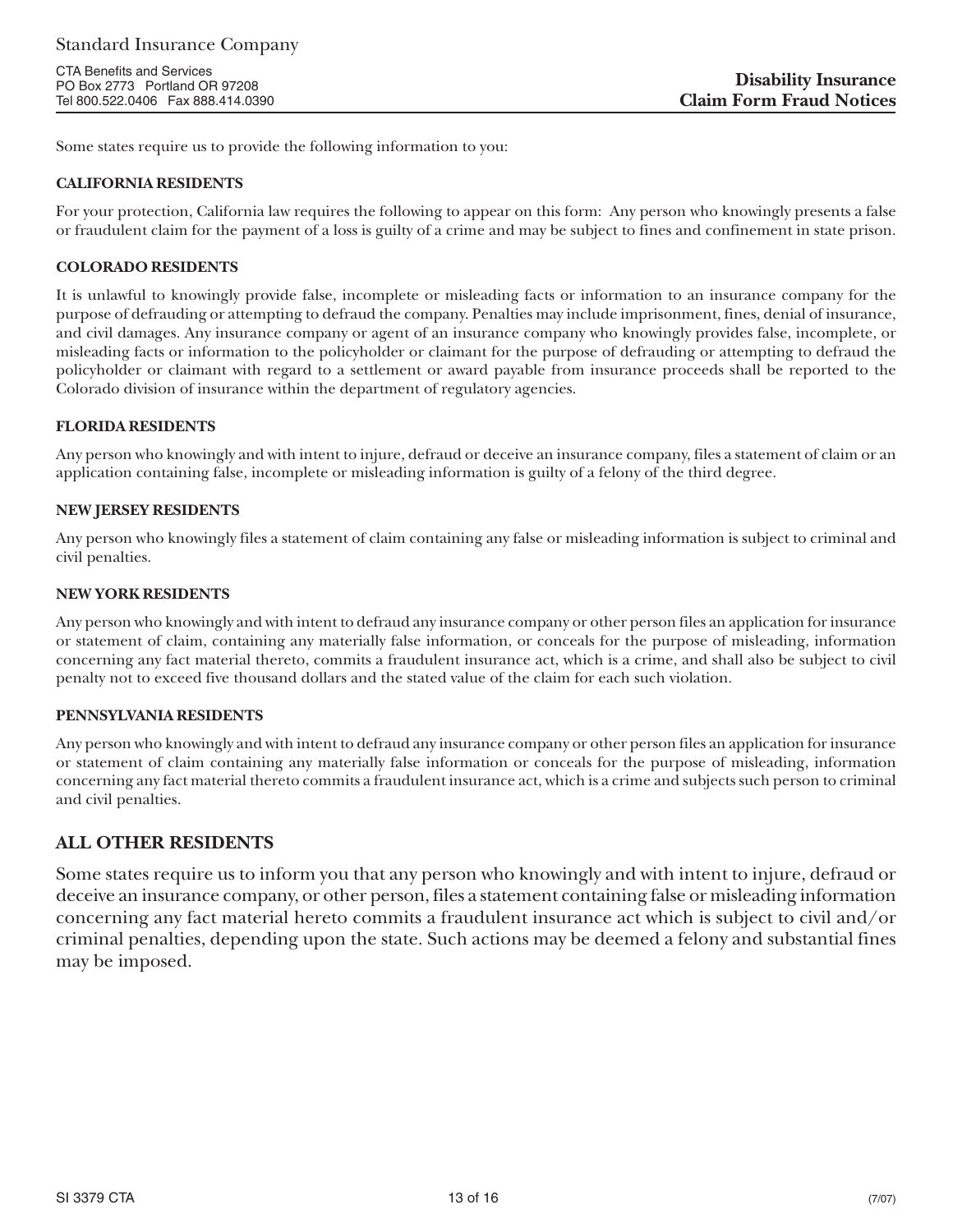Standard Insurance Company

CTA Benefits and Services
PO Box 2773 Portland OR 97208
Tel 800.522.0406 Fax 888.414.0390

**Disability Insurance**
**Claim Form Fraud Notices**

Some states require us to provide the following information to you:

**CALIFORNIA RESIDENTS**

For your protection, California law requires the following to appear on this form: Any person who knowingly presents a false or fraudulent claim for the payment of a loss is guilty of a crime and may be subject to fines and confinement in state prison.

**COLORADO RESIDENTS**

It is unlawful to knowingly provide false, incomplete or misleading facts or information to an insurance company for the purpose of defrauding or attempting to defraud the company. Penalties may include imprisonment, fines, denial of insurance, and civil damages. Any insurance company or agent of an insurance company who knowingly provides false, incomplete, or misleading facts or information to the policyholder or claimant for the purpose of defrauding or attempting to defraud the policyholder or claimant with regard to a settlement or award payable from insurance proceeds shall be reported to the Colorado division of insurance within the department of regulatory agencies.

**FLORIDA RESIDENTS**

Any person who knowingly and with intent to injure, defraud or deceive an insurance company, files a statement of claim or an application containing false, incomplete or misleading information is guilty of a felony of the third degree.

**NEW JERSEY RESIDENTS**

Any person who knowingly files a statement of claim containing any false or misleading information is subject to criminal and civil penalties.

**NEW YORK RESIDENTS**

Any person who knowingly and with intent to defraud any insurance company or other person files an application for insurance or statement of claim, containing any materially false information, or conceals for the purpose of misleading, information concerning any fact material thereto, commits a fraudulent insurance act, which is a crime, and shall also be subject to civil penalty not to exceed five thousand dollars and the stated value of the claim for each such violation.

**PENNSYLVANIA RESIDENTS**

Any person who knowingly and with intent to defraud any insurance company or other person files an application for insurance or statement of claim containing any materially false information or conceals for the purpose of misleading, information concerning any fact material thereto commits a fraudulent insurance act, which is a crime and subjects such person to criminal and civil penalties.

## ALL OTHER RESIDENTS

Some states require us to inform you that any person who knowingly and with intent to injure, defraud or deceive an insurance company, or other person, files a statement containing false or misleading information concerning any fact material hereto commits a fraudulent insurance act which is subject to civil and/or criminal penalties, depending upon the state. Such actions may be deemed a felony and substantial fines may be imposed.

SI 3379 CTA (7/07)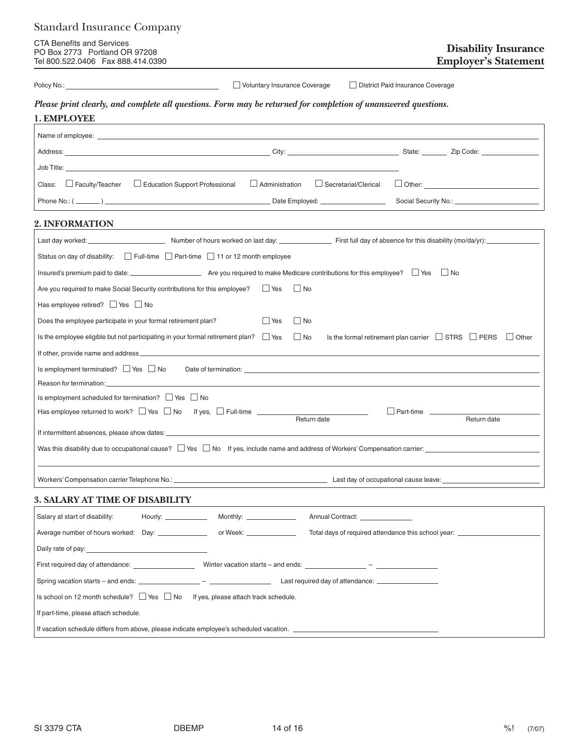Standard Insurance Company

CTA Benefits and Services
PO Box 2773 Portland OR 97208
Tel 800.522.0406 Fax 888.414.0390

# Disability Insurance Employer's Statement

Policy No.: ______________________ ☐ Voluntary Insurance Coverage ☐ District Paid Insurance Coverage

***Please print clearly, and complete all questions. Form may be returned for completion of unanswered questions.***

## 1. EMPLOYEE

Name of employee: ______________________

Address: ______________________ City: ______________________ State: ______ Zip Code: ______________

Job Title: ______________________

Class: ☐ Faculty/Teacher ☐ Education Support Professional ☐ Administration ☐ Secretarial/Clerical ☐ Other: ______________

Phone No.: ( ______ ) ______________________ Date Employed: ______________ Social Security No.: ______________

## 2. INFORMATION

Last day worked: ______________ Number of hours worked on last day: ______________ First full day of absence for this disability (mo/da/yr): ______________

Status on day of disability: ☐ Full-time ☐ Part-time ☐ 11 or 12 month employee

Insured's premium paid to date: ______________ Are you required to make Medicare contributions for this employee? ☐ Yes ☐ No

Are you required to make Social Security contributions for this employee? ☐ Yes ☐ No

Has employee retired? ☐ Yes ☐ No

Does the employee participate in your formal retirement plan? ☐ Yes ☐ No

Is the employee eligible but not participating in your formal retirement plan? ☐ Yes ☐ No Is the formal retirement plan carrier ☐ STRS ☐ PERS ☐ Other

If other, provide name and address ______________________

Is employment terminated? ☐ Yes ☐ No Date of termination: ______________________

Reason for termination: ______________________

Is employment scheduled for termination? ☐ Yes ☐ No

Has employee returned to work? ☐ Yes ☐ No If yes, ☐ Full-time ______________ (Return date) ☐ Part-time ______________ (Return date)

If intermittent absences, please show dates: ______________________

Was this disability due to occupational cause? ☐ Yes ☐ No If yes, include name and address of Workers' Compensation carrier: ______________________

Workers' Compensation carrier Telephone No.: ______________________ Last day of occupational cause leave: ______________________

## 3. SALARY AT TIME OF DISABILITY

Salary at start of disability: Hourly: ______________ Monthly: ______________ Annual Contract: ______________

Average number of hours worked: Day: ______________ or Week: ______________ Total days of required attendance this school year: ______________

Daily rate of pay: ______________________

First required day of attendance: ______________ Winter vacation starts – and ends: ______________ – ______________

Spring vacation starts – and ends: ______________ – ______________ Last required day of attendance: ______________

Is school on 12 month schedule? ☐ Yes ☐ No If yes, please attach track schedule.

If part-time, please attach schedule.

If vacation schedule differs from above, please indicate employee's scheduled vacation. ______________________

SI 3379 CTA DBEMP (7/07)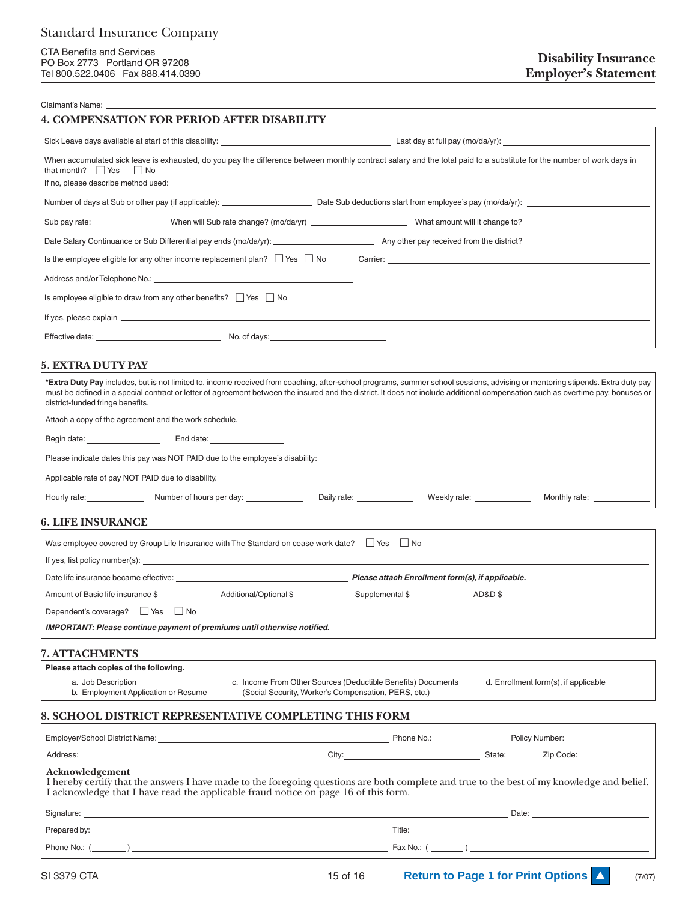Standard Insurance Company

CTA Benefits and Services
PO Box 2773 Portland OR 97208
Tel 800.522.0406 Fax 888.414.0390

# Disability Insurance Employer's Statement

Claimant's Name: ______________________________

## 4. COMPENSATION FOR PERIOD AFTER DISABILITY

Sick Leave days available at start of this disability: ____________ Last day at full pay (mo/da/yr): ____________

When accumulated sick leave is exhausted, do you pay the difference between monthly contract salary and the total paid to a substitute for the number of work days in that month? ☐ Yes ☐ No

If no, please describe method used: ______________________________

Number of days at Sub or other pay (if applicable): ____________ Date Sub deductions start from employee's pay (mo/da/yr): ____________

Sub pay rate: ____________ When will Sub rate change? (mo/da/yr) ____________ What amount will it change to? ____________

Date Salary Continuance or Sub Differential pay ends (mo/da/yr): ____________ Any other pay received from the district? ____________

Is the employee eligible for any other income replacement plan? ☐ Yes ☐ No Carrier: ____________

Address and/or Telephone No.: ______________________________

Is employee eligible to draw from any other benefits? ☐ Yes ☐ No

If yes, please explain ______________________________

Effective date: ____________ No. of days: ____________

## 5. EXTRA DUTY PAY

**\*Extra Duty Pay** includes, but is not limited to, income received from coaching, after-school programs, summer school sessions, advising or mentoring stipends. Extra duty pay must be defined in a special contract or letter of agreement between the insured and the district. It does not include additional compensation such as overtime pay, bonuses or district-funded fringe benefits.

Attach a copy of the agreement and the work schedule.

Begin date: ____________ End date: ____________

Please indicate dates this pay was NOT PAID due to the employee's disability: ______________________________

Applicable rate of pay NOT PAID due to disability.

Hourly rate: ________ Number of hours per day: ________ Daily rate: ________ Weekly rate: ________ Monthly rate: ________

## 6. LIFE INSURANCE

Was employee covered by Group Life Insurance with The Standard on cease work date? ☐ Yes ☐ No

If yes, list policy number(s): ______________________________

Date life insurance became effective: ____________ ***Please attach Enrollment form(s), if applicable.***

Amount of Basic life insurance $ ________ Additional/Optional $ ________ Supplemental $ ________ AD&D $ ________

Dependent's coverage? ☐ Yes ☐ No

***IMPORTANT: Please continue payment of premiums until otherwise notified.***

## 7. ATTACHMENTS

**Please attach copies of the following.**

a. Job Description
b. Employment Application or Resume
c. Income From Other Sources (Deductible Benefits) Documents (Social Security, Worker's Compensation, PERS, etc.)
d. Enrollment form(s), if applicable

## 8. SCHOOL DISTRICT REPRESENTATIVE COMPLETING THIS FORM

Employer/School District Name: ____________ Phone No.: ____________ Policy Number: ____________

Address: ____________ City: ____________ State: ________ Zip Code: ____________

**Acknowledgement**

I hereby certify that the answers I have made to the foregoing questions are both complete and true to the best of my knowledge and belief. I acknowledge that I have read the applicable fraud notice on page 16 of this form.

Signature: ______________________________ Date: ____________

Prepared by: ______________________________ Title: ____________

Phone No.: ( ______ ) ____________ Fax No.: ( ______ ) ____________

SI 3379 CTA

Return to Page 1 for Print Options

(7/07)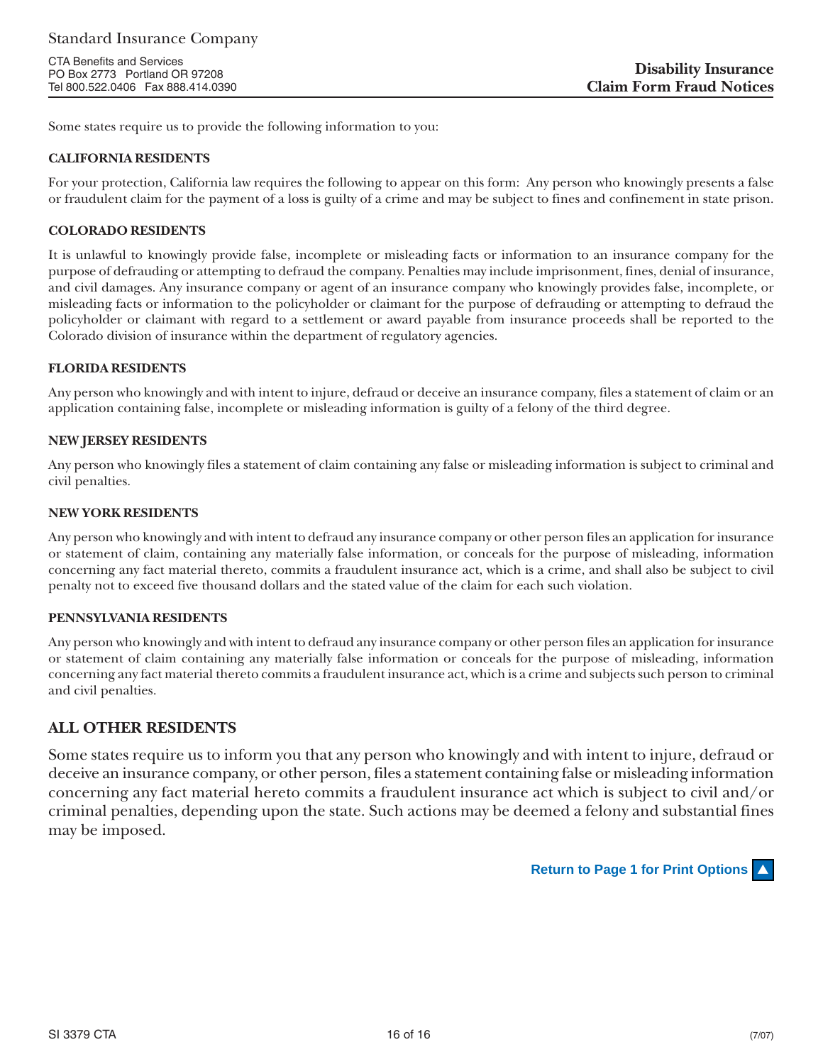Standard Insurance Company

CTA Benefits and Services
PO Box 2773 Portland OR 97208
Tel 800.522.0406 Fax 888.414.0390

**Disability Insurance**
**Claim Form Fraud Notices**

Some states require us to provide the following information to you:

### CALIFORNIA RESIDENTS

For your protection, California law requires the following to appear on this form: Any person who knowingly presents a false or fraudulent claim for the payment of a loss is guilty of a crime and may be subject to fines and confinement in state prison.

### COLORADO RESIDENTS

It is unlawful to knowingly provide false, incomplete or misleading facts or information to an insurance company for the purpose of defrauding or attempting to defraud the company. Penalties may include imprisonment, fines, denial of insurance, and civil damages. Any insurance company or agent of an insurance company who knowingly provides false, incomplete, or misleading facts or information to the policyholder or claimant for the purpose of defrauding or attempting to defraud the policyholder or claimant with regard to a settlement or award payable from insurance proceeds shall be reported to the Colorado division of insurance within the department of regulatory agencies.

### FLORIDA RESIDENTS

Any person who knowingly and with intent to injure, defraud or deceive an insurance company, files a statement of claim or an application containing false, incomplete or misleading information is guilty of a felony of the third degree.

### NEW JERSEY RESIDENTS

Any person who knowingly files a statement of claim containing any false or misleading information is subject to criminal and civil penalties.

### NEW YORK RESIDENTS

Any person who knowingly and with intent to defraud any insurance company or other person files an application for insurance or statement of claim, containing any materially false information, or conceals for the purpose of misleading, information concerning any fact material thereto, commits a fraudulent insurance act, which is a crime, and shall also be subject to civil penalty not to exceed five thousand dollars and the stated value of the claim for each such violation.

### PENNSYLVANIA RESIDENTS

Any person who knowingly and with intent to defraud any insurance company or other person files an application for insurance or statement of claim containing any materially false information or conceals for the purpose of misleading, information concerning any fact material thereto commits a fraudulent insurance act, which is a crime and subjects such person to criminal and civil penalties.

## ALL OTHER RESIDENTS

Some states require us to inform you that any person who knowingly and with intent to injure, defraud or deceive an insurance company, or other person, files a statement containing false or misleading information concerning any fact material hereto commits a fraudulent insurance act which is subject to civil and/or criminal penalties, depending upon the state. Such actions may be deemed a felony and substantial fines may be imposed.

**Return to Page 1 for Print Options**

SI 3379 CTA (7/07)